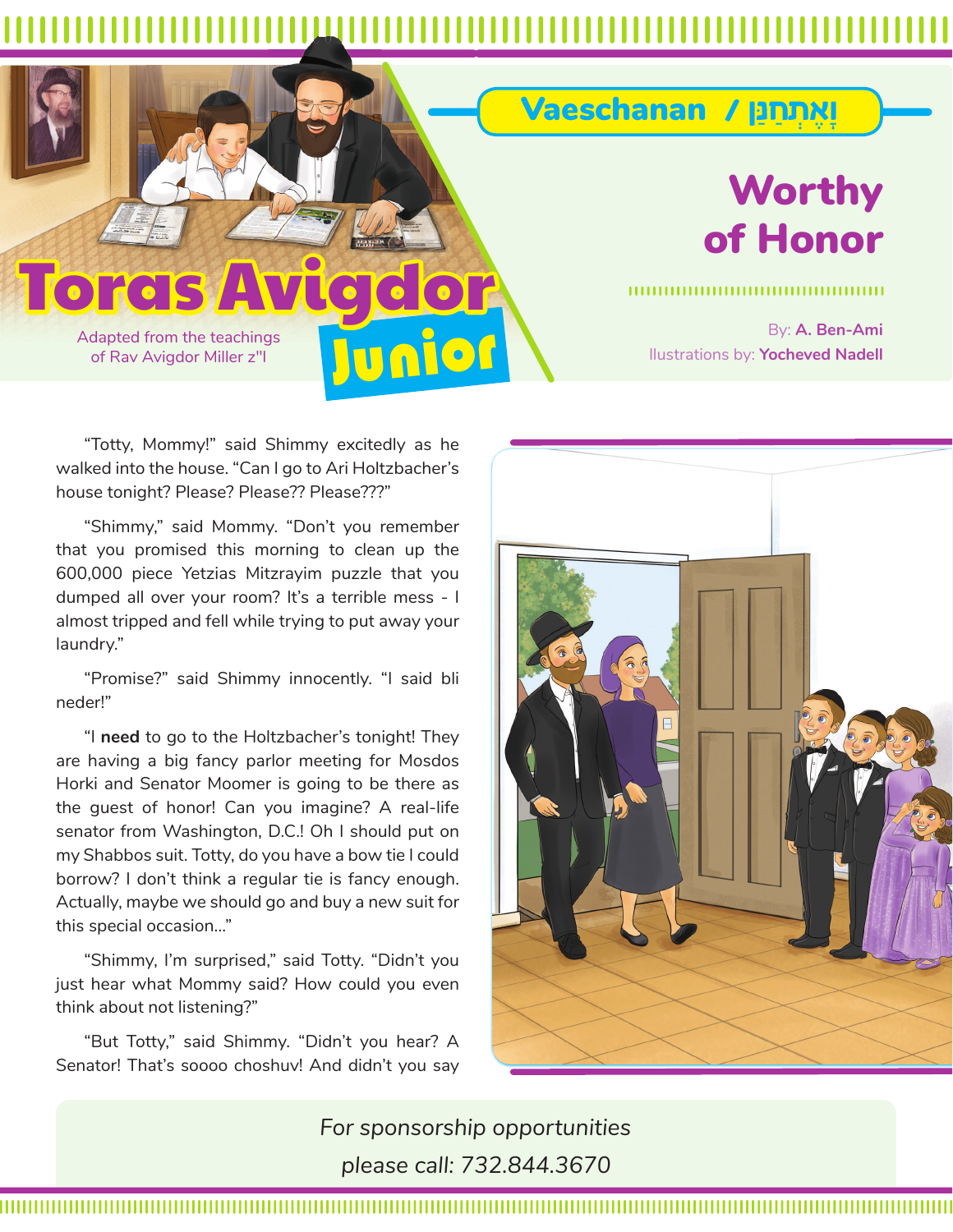# Toras Avigdor Junior

Adapted from the teachings of Rav Avigdor Miller z"l

## Vaeschanan / וָאֶתְחַנַּן

# Worthy of Honor

By: **A. Ben-Ami**

Illustrations by: **Yocheved Nadell**

"Totty, Mommy!" said Shimmy excitedly as he walked into the house. "Can I go to Ari Holtzbacher's house tonight? Please? Please?? Please???"

"Shimmy," said Mommy. "Don't you remember that you promised this morning to clean up the 600,000 piece Yetzias Mitzrayim puzzle that you dumped all over your room? It's a terrible mess - I almost tripped and fell while trying to put away your laundry."

"Promise?" said Shimmy innocently. "I said bli neder!"

"I **need** to go to the Holtzbacher's tonight! They are having a big fancy parlor meeting for Mosdos Horki and Senator Moomer is going to be there as the guest of honor! Can you imagine? A real-life senator from Washington, D.C.! Oh I should put on my Shabbos suit. Totty, do you have a bow tie I could borrow? I don't think a regular tie is fancy enough. Actually, maybe we should go and buy a new suit for this special occasion..."

"Shimmy, I'm surprised," said Totty. "Didn't you just hear what Mommy said? How could you even think about not listening?"

"But Totty," said Shimmy. "Didn't you hear? A Senator! That's soooo choshuv! And didn't you say

*For sponsorship opportunities please call: 732.844.3670*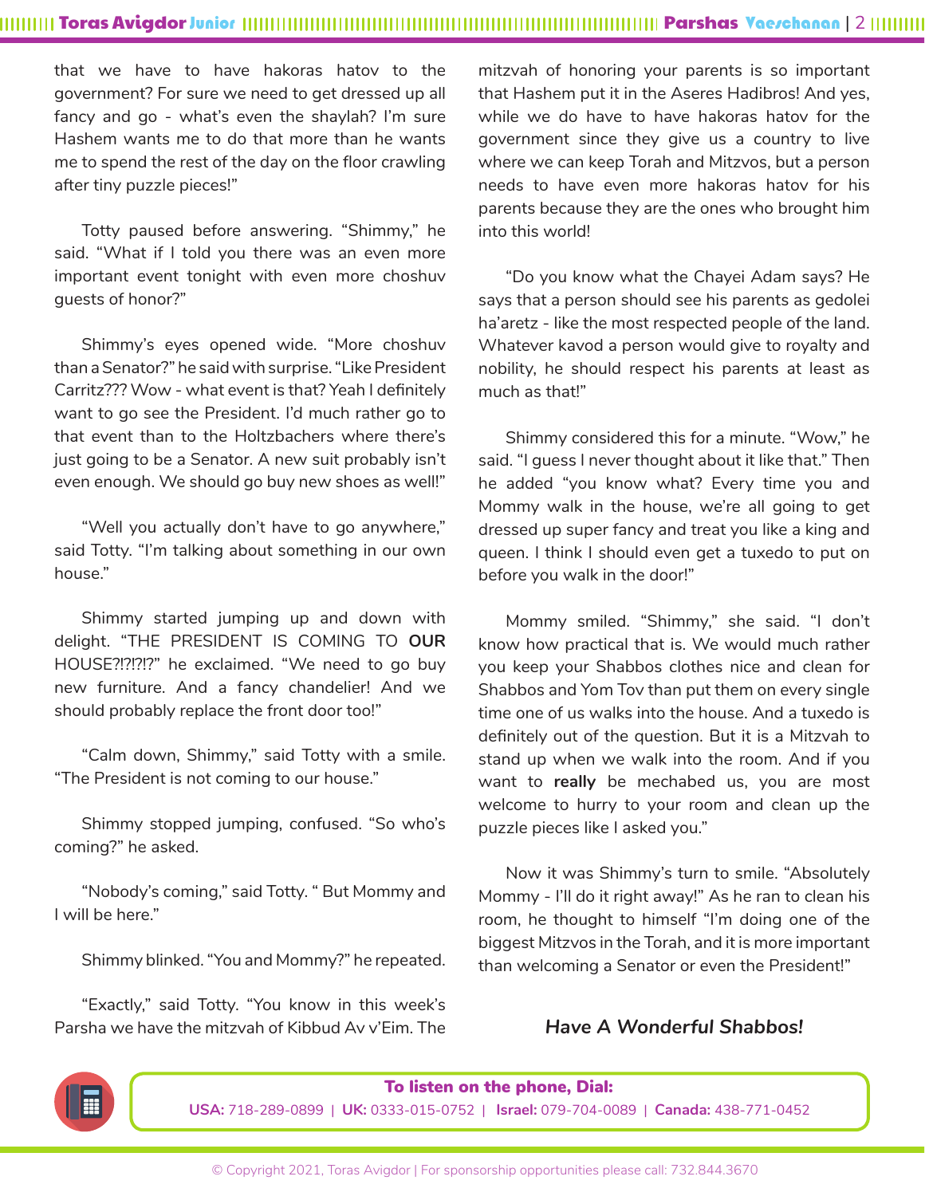that we have to have hakoras hatov to the government? For sure we need to get dressed up all fancy and go - what's even the shaylah? I'm sure Hashem wants me to do that more than he wants me to spend the rest of the day on the floor crawling after tiny puzzle pieces!"

Totty paused before answering. "Shimmy," he said. "What if I told you there was an even more important event tonight with even more choshuv guests of honor?"

Shimmy's eyes opened wide. "More choshuv than a Senator?" he said with surprise. "Like President Carritz??? Wow - what event is that? Yeah I definitely want to go see the President. I'd much rather go to that event than to the Holtzbachers where there's just going to be a Senator. A new suit probably isn't even enough. We should go buy new shoes as well!"

"Well you actually don't have to go anywhere," said Totty. "I'm talking about something in our own house."

Shimmy started jumping up and down with delight. "THE PRESIDENT IS COMING TO **OUR** HOUSE?!?!?!?" he exclaimed. "We need to go buy new furniture. And a fancy chandelier! And we should probably replace the front door too!"

"Calm down, Shimmy," said Totty with a smile. "The President is not coming to our house."

Shimmy stopped jumping, confused. "So who's coming?" he asked.

"Nobody's coming," said Totty. " But Mommy and I will be here."

Shimmy blinked. "You and Mommy?" he repeated.

"Exactly," said Totty. "You know in this week's Parsha we have the mitzvah of Kibbud Av v'Eim. The mitzvah of honoring your parents is so important that Hashem put it in the Aseres Hadibros! And yes, while we do have to have hakoras hatov for the government since they give us a country to live where we can keep Torah and Mitzvos, but a person needs to have even more hakoras hatov for his parents because they are the ones who brought him into this world!

"Do you know what the Chayei Adam says? He says that a person should see his parents as gedolei ha'aretz - like the most respected people of the land. Whatever kavod a person would give to royalty and nobility, he should respect his parents at least as much as that!"

Shimmy considered this for a minute. "Wow," he said. "I guess I never thought about it like that." Then he added "you know what? Every time you and Mommy walk in the house, we're all going to get dressed up super fancy and treat you like a king and queen. I think I should even get a tuxedo to put on before you walk in the door!"

Mommy smiled. "Shimmy," she said. "I don't know how practical that is. We would much rather you keep your Shabbos clothes nice and clean for Shabbos and Yom Tov than put them on every single time one of us walks into the house. And a tuxedo is definitely out of the question. But it is a Mitzvah to stand up when we walk into the room. And if you want to **really** be mechabed us, you are most welcome to hurry to your room and clean up the puzzle pieces like I asked you."

Now it was Shimmy's turn to smile. "Absolutely Mommy - I'll do it right away!" As he ran to clean his room, he thought to himself "I'm doing one of the biggest Mitzvos in the Torah, and it is more important than welcoming a Senator or even the President!"

***Have A Wonderful Shabbos!***

**To listen on the phone, Dial:**

**USA:** 718-289-0899 | **UK:** 0333-015-0752 | **Israel:** 079-704-0089 | **Canada:** 438-771-0452

© Copyright 2021, Toras Avigdor | For sponsorship opportunities please call: 732.844.3670